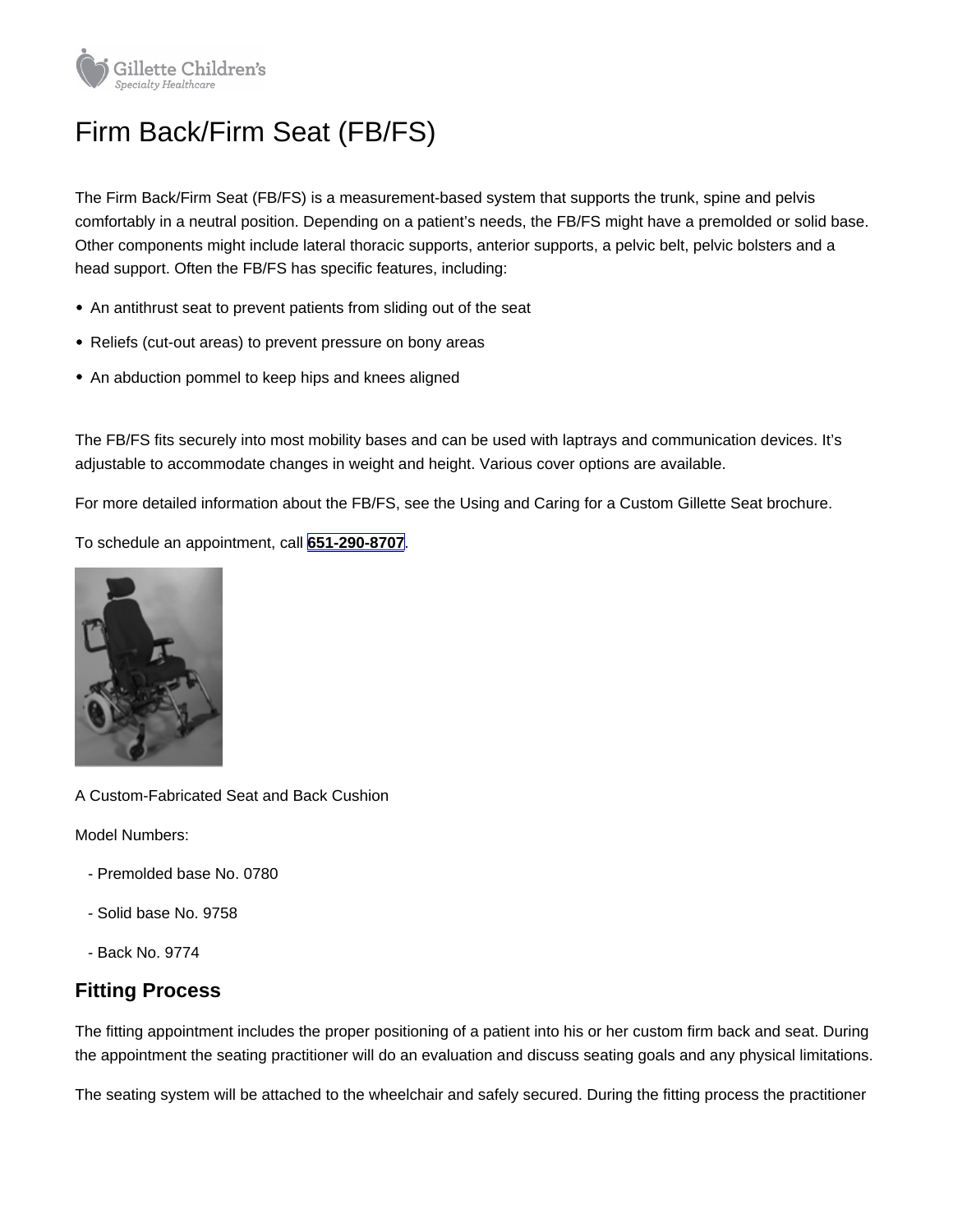# Firm Back/Firm Seat (FB/FS)

The Firm Back/Firm Seat (FB/FS) is a measurement-based system that supports the trunk, spine and pelvis comfortably in a neutral position. Depending on a patient's needs, the FB/FS might have a premolded or solid base. Other components might include lateral thoracic supports, anterior supports, a pelvic belt, pelvic bolsters and a head support. Often the FB/FS has specific features, including:

- An antithrust seat to prevent patients from sliding out of the seat
- Reliefs (cut-out areas) to prevent pressure on bony areas
- An abduction pommel to keep hips and knees aligned

The FB/FS fits securely into most mobility bases and can be used with laptrays and communication devices. It's adjustable to accommodate changes in weight and height. Various cover options are available.

For more detailed information about the FB/FS, see the Using and Caring for a Custom Gillette Seat brochure.

To schedule an appointment, call 651-290-8707.

A Custom-Fabricated Seat and Back Cushion

Model Numbers:

- Premolded base No. 0780
- Solid base No. 9758
- Back No. 9774

## Fitting Process

The fitting appointment includes the proper positioning of a patient into his or her custom firm back and seat. During the appointment the seating practitioner will do an evaluation and discuss seating goals and any physical limitations.

The seating system will be attached to the wheelchair and safely secured. During the fitting process the practitioner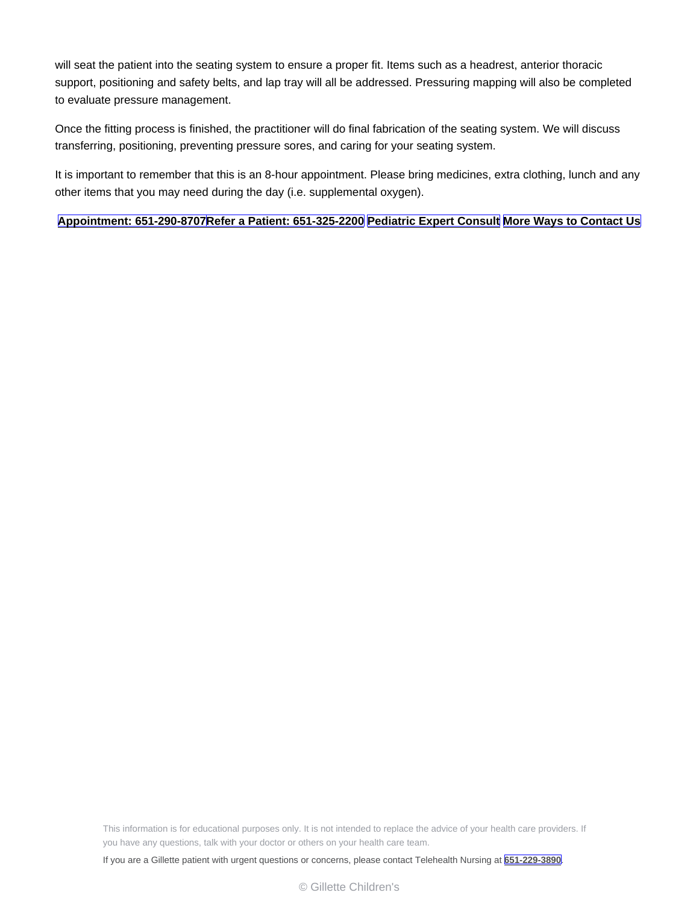will seat the patient into the seating system to ensure a proper fit. Items such as a headrest, anterior thoracic support, positioning and safety belts, and lap tray will all be addressed. Pressuring mapping will also be completed to evaluate pressure management.

Once the fitting process is finished, the practitioner will do final fabrication of the seating system. We will discuss transferring, positioning, preventing pressure sores, and caring for your seating system.

It is important to remember that this is an 8-hour appointment. Please bring medicines, extra clothing, lunch and any other items that you may need during the day (i.e. supplemental oxygen).

**Appointment: 651-290-8707** **Refer a Patient: 651-325-2200** **Pediatric Expert Consult** **More Ways to Contact Us**

This information is for educational purposes only. It is not intended to replace the advice of your health care providers. If you have any questions, talk with your doctor or others on your health care team.

If you are a Gillette patient with urgent questions or concerns, please contact Telehealth Nursing at **651-229-3890**.

© Gillette Children's